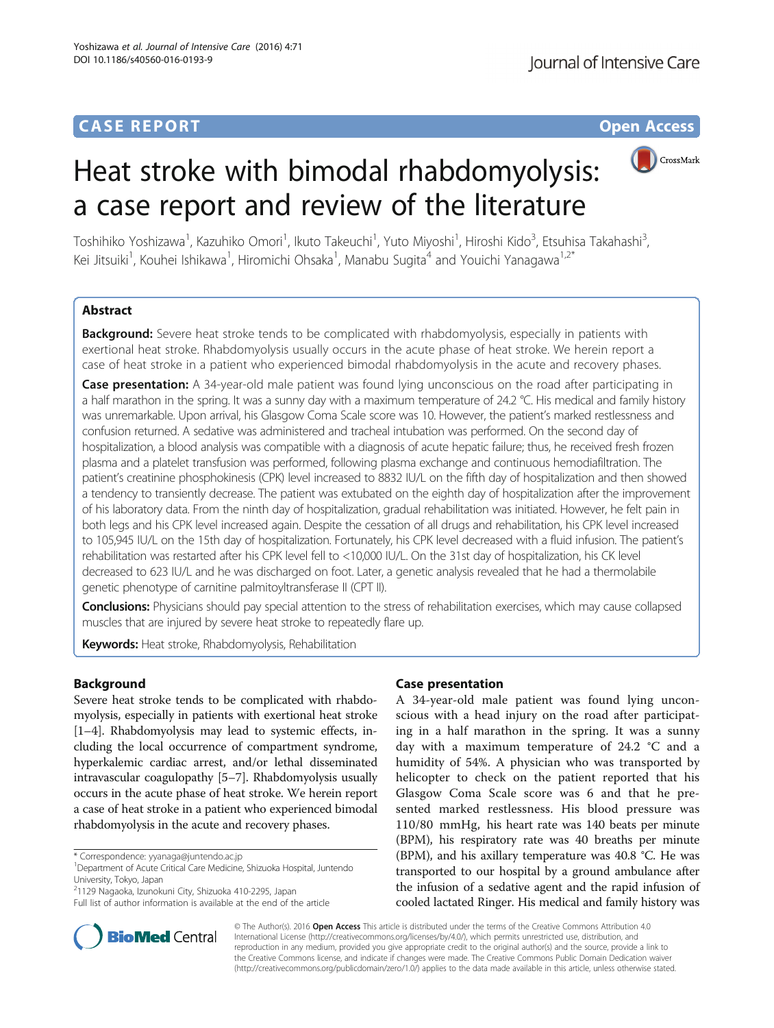**CASE REPORT** **Open Access**

# Heat stroke with bimodal rhabdomyolysis: a case report and review of the literature

Toshihiko Yoshizawa[1], Kazuhiko Omori[1], Ikuto Takeuchi[1], Yuto Miyoshi[1], Hiroshi Kido[3], Etsuhisa Takahashi[3], Kei Jitsuiki[1], Kouhei Ishikawa[1], Hiromichi Ohsaka[1], Manabu Sugita[4] and Youichi Yanagawa[1,2*]

## Abstract

**Background:** Severe heat stroke tends to be complicated with rhabdomyolysis, especially in patients with exertional heat stroke. Rhabdomyolysis usually occurs in the acute phase of heat stroke. We herein report a case of heat stroke in a patient who experienced bimodal rhabdomyolysis in the acute and recovery phases.

**Case presentation:** A 34-year-old male patient was found lying unconscious on the road after participating in a half marathon in the spring. It was a sunny day with a maximum temperature of 24.2 °C. His medical and family history was unremarkable. Upon arrival, his Glasgow Coma Scale score was 10. However, the patient's marked restlessness and confusion returned. A sedative was administered and tracheal intubation was performed. On the second day of hospitalization, a blood analysis was compatible with a diagnosis of acute hepatic failure; thus, he received fresh frozen plasma and a platelet transfusion was performed, following plasma exchange and continuous hemodiafiltration. The patient's creatinine phosphokinesis (CPK) level increased to 8832 IU/L on the fifth day of hospitalization and then showed a tendency to transiently decrease. The patient was extubated on the eighth day of hospitalization after the improvement of his laboratory data. From the ninth day of hospitalization, gradual rehabilitation was initiated. However, he felt pain in both legs and his CPK level increased again. Despite the cessation of all drugs and rehabilitation, his CPK level increased to 105,945 IU/L on the 15th day of hospitalization. Fortunately, his CPK level decreased with a fluid infusion. The patient's rehabilitation was restarted after his CPK level fell to <10,000 IU/L. On the 31st day of hospitalization, his CK level decreased to 623 IU/L and he was discharged on foot. Later, a genetic analysis revealed that he had a thermolabile genetic phenotype of carnitine palmitoyltransferase II (CPT II).

**Conclusions:** Physicians should pay special attention to the stress of rehabilitation exercises, which may cause collapsed muscles that are injured by severe heat stroke to repeatedly flare up.

**Keywords:** Heat stroke, Rhabdomyolysis, Rehabilitation

## Background

Severe heat stroke tends to be complicated with rhabdomyolysis, especially in patients with exertional heat stroke [1–4]. Rhabdomyolysis may lead to systemic effects, including the local occurrence of compartment syndrome, hyperkalemic cardiac arrest, and/or lethal disseminated intravascular coagulopathy [5–7]. Rhabdomyolysis usually occurs in the acute phase of heat stroke. We herein report a case of heat stroke in a patient who experienced bimodal rhabdomyolysis in the acute and recovery phases.

## Case presentation

A 34-year-old male patient was found lying unconscious with a head injury on the road after participating in a half marathon in the spring. It was a sunny day with a maximum temperature of 24.2 °C and a humidity of 54%. A physician who was transported by helicopter to check on the patient reported that his Glasgow Coma Scale score was 6 and that he presented marked restlessness. His blood pressure was 110/80 mmHg, his heart rate was 140 beats per minute (BPM), his respiratory rate was 40 breaths per minute (BPM), and his axillary temperature was 40.8 °C. He was transported to our hospital by a ground ambulance after the infusion of a sedative agent and the rapid infusion of cooled lactated Ringer. His medical and family history was

* Correspondence: yyanaga@juntendo.ac.jp
[1] Department of Acute Critical Care Medicine, Shizuoka Hospital, Juntendo University, Tokyo, Japan
[2] 1129 Nagaoka, Izunokuni City, Shizuoka 410-2295, Japan
Full list of author information is available at the end of the article

© The Author(s). 2016 **Open Access** This article is distributed under the terms of the Creative Commons Attribution 4.0 International License (http://creativecommons.org/licenses/by/4.0/), which permits unrestricted use, distribution, and reproduction in any medium, provided you give appropriate credit to the original author(s) and the source, provide a link to the Creative Commons license, and indicate if changes were made. The Creative Commons Public Domain Dedication waiver (http://creativecommons.org/publicdomain/zero/1.0/) applies to the data made available in this article, unless otherwise stated.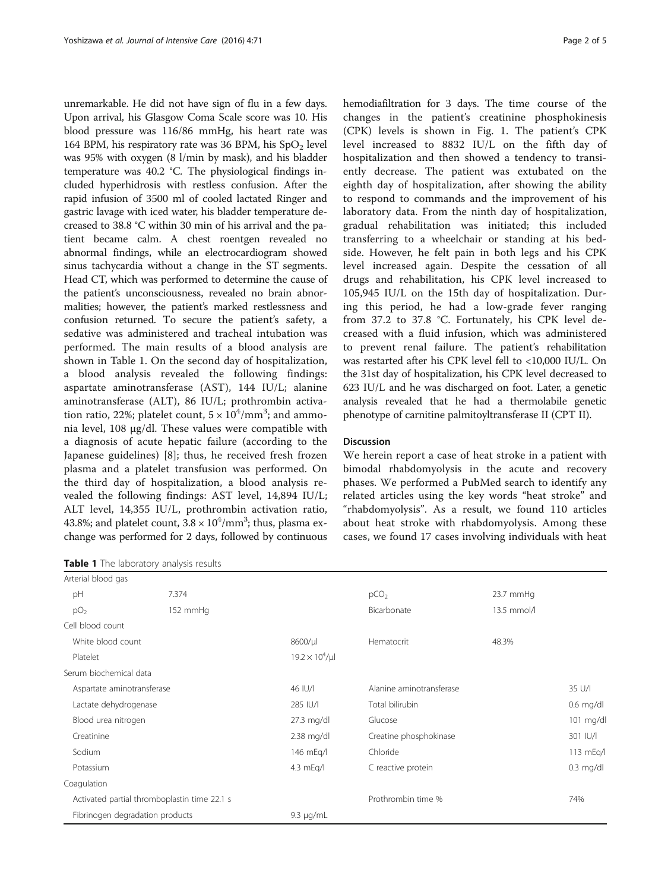unremarkable. He did not have sign of flu in a few days. Upon arrival, his Glasgow Coma Scale score was 10. His blood pressure was 116/86 mmHg, his heart rate was 164 BPM, his respiratory rate was 36 BPM, his $SpO_2$ level was 95% with oxygen (8 l/min by mask), and his bladder temperature was 40.2 °C. The physiological findings included hyperhidrosis with restless confusion. After the rapid infusion of 3500 ml of cooled lactated Ringer and gastric lavage with iced water, his bladder temperature decreased to 38.8 °C within 30 min of his arrival and the patient became calm. A chest roentgen revealed no abnormal findings, while an electrocardiogram showed sinus tachycardia without a change in the ST segments. Head CT, which was performed to determine the cause of the patient's unconsciousness, revealed no brain abnormalities; however, the patient's marked restlessness and confusion returned. To secure the patient's safety, a sedative was administered and tracheal intubation was performed. The main results of a blood analysis are shown in Table 1. On the second day of hospitalization, a blood analysis revealed the following findings: aspartate aminotransferase (AST), 144 IU/L; alanine aminotransferase (ALT), 86 IU/L; prothrombin activation ratio, 22%; platelet count, $5 \times 10^4/mm^3$; and ammonia level, 108 μg/dl. These values were compatible with a diagnosis of acute hepatic failure (according to the Japanese guidelines) [8]; thus, he received fresh frozen plasma and a platelet transfusion was performed. On the third day of hospitalization, a blood analysis revealed the following findings: AST level, 14,894 IU/L; ALT level, 14,355 IU/L, prothrombin activation ratio, 43.8%; and platelet count, $3.8 \times 10^4/mm^3$; thus, plasma exchange was performed for 2 days, followed by continuous hemodiafiltration for 3 days. The time course of the changes in the patient's creatinine phosphokinesis (CPK) levels is shown in Fig. 1. The patient's CPK level increased to 8832 IU/L on the fifth day of hospitalization and then showed a tendency to transiently decrease. The patient was extubated on the eighth day of hospitalization, after showing the ability to respond to commands and the improvement of his laboratory data. From the ninth day of hospitalization, gradual rehabilitation was initiated; this included transferring to a wheelchair or standing at his bedside. However, he felt pain in both legs and his CPK level increased again. Despite the cessation of all drugs and rehabilitation, his CPK level increased to 105,945 IU/L on the 15th day of hospitalization. During this period, he had a low-grade fever ranging from 37.2 to 37.8 °C. Fortunately, his CPK level decreased with a fluid infusion, which was administered to prevent renal failure. The patient's rehabilitation was restarted after his CPK level fell to <10,000 IU/L. On the 31st day of hospitalization, his CPK level decreased to 623 IU/L and he was discharged on foot. Later, a genetic analysis revealed that he had a thermolabile genetic phenotype of carnitine palmitoyltransferase II (CPT II).

## Discussion

We herein report a case of heat stroke in a patient with bimodal rhabdomyolysis in the acute and recovery phases. We performed a PubMed search to identify any related articles using the key words "heat stroke" and "rhabdomyolysis". As a result, we found 110 articles about heat stroke with rhabdomyolysis. Among these cases, we found 17 cases involving individuals with heat

**Table 1** The laboratory analysis results

| | | | | |
|---|---|---|---|---|
| **Arterial blood gas** | | | | |
| pH | 7.374 | | $pCO_2$ | 23.7 mmHg |
| $pO_2$ | 152 mmHg | | Bicarbonate | 13.5 mmol/l |
| **Cell blood count** | | | | |
| White blood count | | 8600/μl | Hematocrit | 48.3% |
| Platelet | | $19.2 \times 10^4$/μl | | |
| **Serum biochemical data** | | | | |
| Aspartate aminotransferase | | 46 IU/l | Alanine aminotransferase | 35 U/l |
| Lactate dehydrogenase | | 285 IU/l | Total bilirubin | 0.6 mg/dl |
| Blood urea nitrogen | | 27.3 mg/dl | Glucose | 101 mg/dl |
| Creatinine | | 2.38 mg/dl | Creatine phosphokinase | 301 IU/l |
| Sodium | | 146 mEq/l | Chloride | 113 mEq/l |
| Potassium | | 4.3 mEq/l | C reactive protein | 0.3 mg/dl |
| **Coagulation** | | | | |
| Activated partial thromboplastin time 22.1 s | | | Prothrombin time % | 74% |
| Fibrinogen degradation products | | 9.3 μg/mL | | |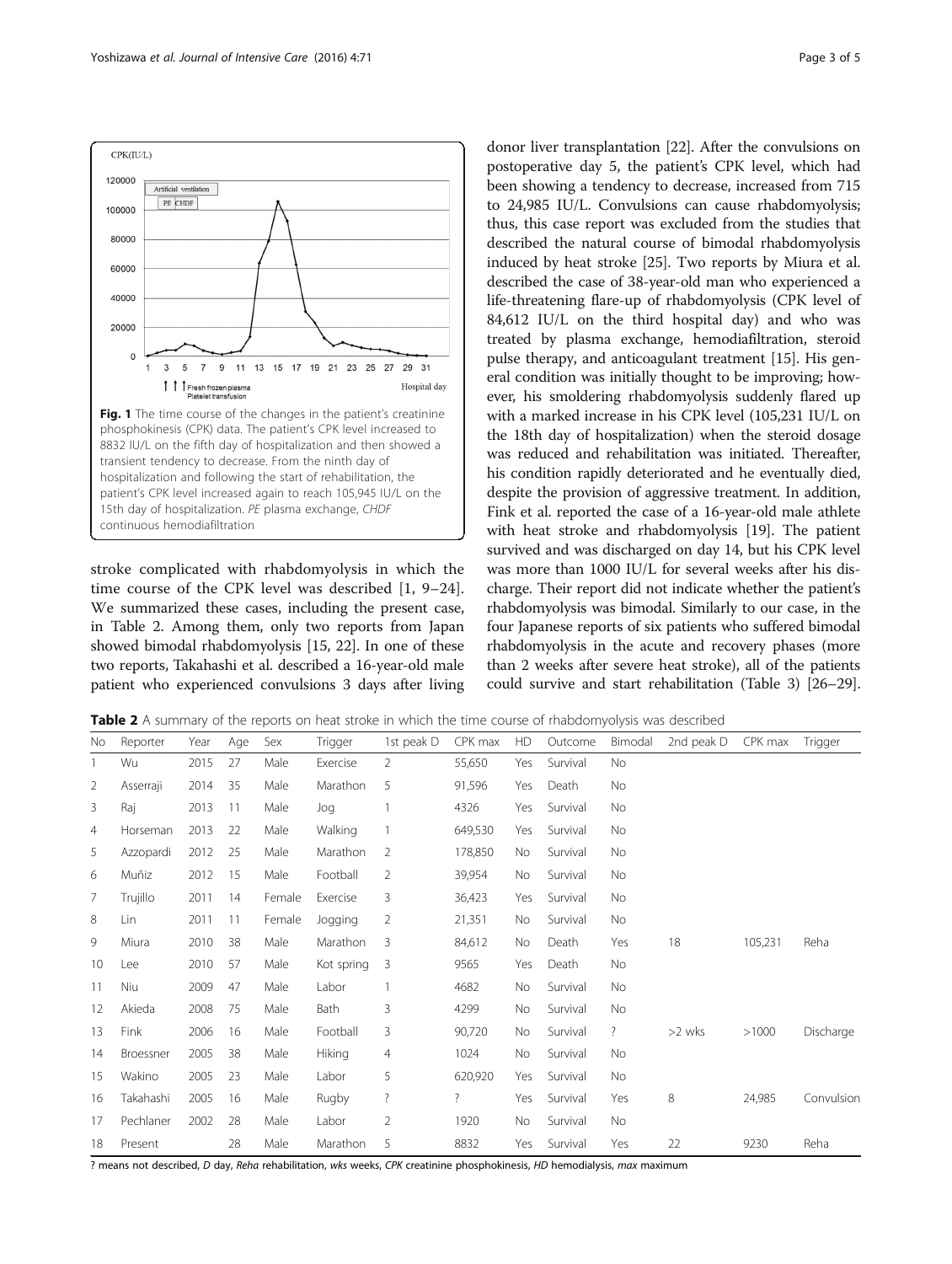**Fig. 1** The time course of the changes in the patient's creatinine phosphokinesis (CPK) data. The patient's CPK level increased to 8832 IU/L on the fifth day of hospitalization and then showed a transient tendency to decrease. From the ninth day of hospitalization and following the start of rehabilitation, the patient's CPK level increased again to reach 105,945 IU/L on the 15th day of hospitalization. *PE* plasma exchange, *CHDF* continuous hemodiafiltration

stroke complicated with rhabdomyolysis in which the time course of the CPK level was described [1, 9–24]. We summarized these cases, including the present case, in Table 2. Among them, only two reports from Japan showed bimodal rhabdomyolysis [15, 22]. In one of these two reports, Takahashi et al. described a 16-year-old male patient who experienced convulsions 3 days after living donor liver transplantation [22]. After the convulsions on postoperative day 5, the patient's CPK level, which had been showing a tendency to decrease, increased from 715 to 24,985 IU/L. Convulsions can cause rhabdomyolysis; thus, this case report was excluded from the studies that described the natural course of bimodal rhabdomyolysis induced by heat stroke [25]. Two reports by Miura et al. described the case of 38-year-old man who experienced a life-threatening flare-up of rhabdomyolysis (CPK level of 84,612 IU/L on the third hospital day) and who was treated by plasma exchange, hemodiafiltration, steroid pulse therapy, and anticoagulant treatment [15]. His general condition was initially thought to be improving; however, his smoldering rhabdomyolysis suddenly flared up with a marked increase in his CPK level (105,231 IU/L on the 18th day of hospitalization) when the steroid dosage was reduced and rehabilitation was initiated. Thereafter, his condition rapidly deteriorated and he eventually died, despite the provision of aggressive treatment. In addition, Fink et al. reported the case of a 16-year-old male athlete with heat stroke and rhabdomyolysis [19]. The patient survived and was discharged on day 14, but his CPK level was more than 1000 IU/L for several weeks after his discharge. Their report did not indicate whether the patient's rhabdomyolysis was bimodal. Similarly to our case, in the four Japanese reports of six patients who suffered bimodal rhabdomyolysis in the acute and recovery phases (more than 2 weeks after severe heat stroke), all of the patients could survive and start rehabilitation (Table 3) [26–29].

**Table 2** A summary of the reports on heat stroke in which the time course of rhabdomyolysis was described

| No | Reporter | Year | Age | Sex | Trigger | 1st peak D | CPK max | HD | Outcome | Bimodal | 2nd peak D | CPK max | Trigger |
|---|---|---|---|---|---|---|---|---|---|---|---|---|---|
| 1 | Wu | 2015 | 27 | Male | Exercise | 2 | 55,650 | Yes | Survival | No | | | |
| 2 | Asserraji | 2014 | 35 | Male | Marathon | 5 | 91,596 | Yes | Death | No | | | |
| 3 | Raj | 2013 | 11 | Male | Jog | 1 | 4326 | Yes | Survival | No | | | |
| 4 | Horseman | 2013 | 22 | Male | Walking | 1 | 649,530 | Yes | Survival | No | | | |
| 5 | Azzopardi | 2012 | 25 | Male | Marathon | 2 | 178,850 | No | Survival | No | | | |
| 6 | Muñiz | 2012 | 15 | Male | Football | 2 | 39,954 | No | Survival | No | | | |
| 7 | Trujillo | 2011 | 14 | Female | Exercise | 3 | 36,423 | Yes | Survival | No | | | |
| 8 | Lin | 2011 | 11 | Female | Jogging | 2 | 21,351 | No | Survival | No | | | |
| 9 | Miura | 2010 | 38 | Male | Marathon | 3 | 84,612 | No | Death | Yes | 18 | 105,231 | Reha |
| 10 | Lee | 2010 | 57 | Male | Kot spring | 3 | 9565 | Yes | Death | No | | | |
| 11 | Niu | 2009 | 47 | Male | Labor | 1 | 4682 | No | Survival | No | | | |
| 12 | Akieda | 2008 | 75 | Male | Bath | 3 | 4299 | No | Survival | No | | | |
| 13 | Fink | 2006 | 16 | Male | Football | 3 | 90,720 | No | Survival | ? | >2 wks | >1000 | Discharge |
| 14 | Broessner | 2005 | 38 | Male | Hiking | 4 | 1024 | No | Survival | No | | | |
| 15 | Wakino | 2005 | 23 | Male | Labor | 5 | 620,920 | Yes | Survival | No | | | |
| 16 | Takahashi | 2005 | 16 | Male | Rugby | ? | ? | Yes | Survival | Yes | 8 | 24,985 | Convulsion |
| 17 | Pechlaner | 2002 | 28 | Male | Labor | 2 | 1920 | No | Survival | No | | | |
| 18 | Present | | 28 | Male | Marathon | 5 | 8832 | Yes | Survival | Yes | 22 | 9230 | Reha |

? means not described, *D* day, *Reha* rehabilitation, *wks* weeks, *CPK* creatinine phosphokinesis, *HD* hemodialysis, *max* maximum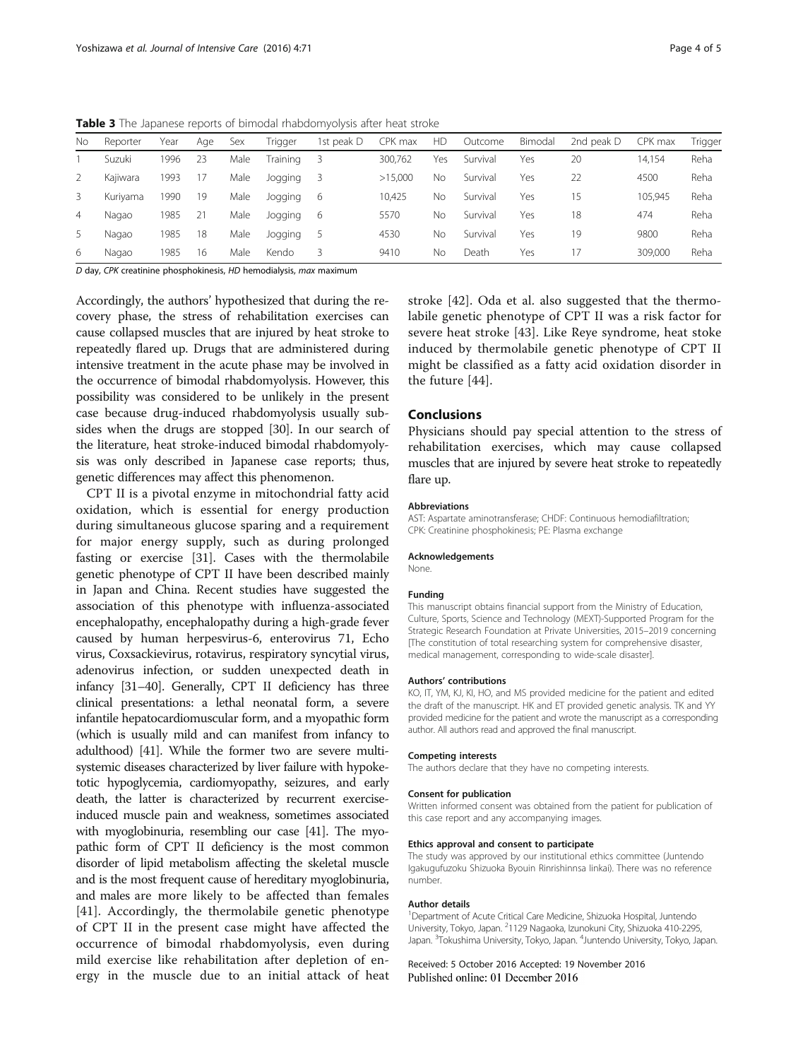**Table 3** The Japanese reports of bimodal rhabdomyolysis after heat stroke

| No | Reporter | Year | Age | Sex | Trigger | 1st peak D | CPK max | HD | Outcome | Bimodal | 2nd peak D | CPK max | Trigger |
|---|---|---|---|---|---|---|---|---|---|---|---|---|---|
| 1 | Suzuki | 1996 | 23 | Male | Training | 3 | 300,762 | Yes | Survival | Yes | 20 | 14,154 | Reha |
| 2 | Kajiwara | 1993 | 17 | Male | Jogging | 3 | >15,000 | No | Survival | Yes | 22 | 4500 | Reha |
| 3 | Kuriyama | 1990 | 19 | Male | Jogging | 6 | 10,425 | No | Survival | Yes | 15 | 105,945 | Reha |
| 4 | Nagao | 1985 | 21 | Male | Jogging | 6 | 5570 | No | Survival | Yes | 18 | 474 | Reha |
| 5 | Nagao | 1985 | 18 | Male | Jogging | 5 | 4530 | No | Survival | Yes | 19 | 9800 | Reha |
| 6 | Nagao | 1985 | 16 | Male | Kendo | 3 | 9410 | No | Death | Yes | 17 | 309,000 | Reha |

*D* day, *CPK* creatinine phosphokinesis, *HD* hemodialysis, *max* maximum

Accordingly, the authors' hypothesized that during the recovery phase, the stress of rehabilitation exercises can cause collapsed muscles that are injured by heat stroke to repeatedly flared up. Drugs that are administered during intensive treatment in the acute phase may be involved in the occurrence of bimodal rhabdomyolysis. However, this possibility was considered to be unlikely in the present case because drug-induced rhabdomyolysis usually subsides when the drugs are stopped [30]. In our search of the literature, heat stroke-induced bimodal rhabdomyolysis was only described in Japanese case reports; thus, genetic differences may affect this phenomenon.

CPT II is a pivotal enzyme in mitochondrial fatty acid oxidation, which is essential for energy production during simultaneous glucose sparing and a requirement for major energy supply, such as during prolonged fasting or exercise [31]. Cases with the thermolabile genetic phenotype of CPT II have been described mainly in Japan and China. Recent studies have suggested the association of this phenotype with influenza-associated encephalopathy, encephalopathy during a high-grade fever caused by human herpesvirus-6, enterovirus 71, Echo virus, Coxsackievirus, rotavirus, respiratory syncytial virus, adenovirus infection, or sudden unexpected death in infancy [31–40]. Generally, CPT II deficiency has three clinical presentations: a lethal neonatal form, a severe infantile hepatocardiomuscular form, and a myopathic form (which is usually mild and can manifest from infancy to adulthood) [41]. While the former two are severe multisystemic diseases characterized by liver failure with hypoketotic hypoglycemia, cardiomyopathy, seizures, and early death, the latter is characterized by recurrent exercise-induced muscle pain and weakness, sometimes associated with myoglobinuria, resembling our case [41]. The myopathic form of CPT II deficiency is the most common disorder of lipid metabolism affecting the skeletal muscle and is the most frequent cause of hereditary myoglobinuria, and males are more likely to be affected than females [41]. Accordingly, the thermolabile genetic phenotype of CPT II in the present case might have affected the occurrence of bimodal rhabdomyolysis, even during mild exercise like rehabilitation after depletion of energy in the muscle due to an initial attack of heat stroke [42]. Oda et al. also suggested that the thermolabile genetic phenotype of CPT II was a risk factor for severe heat stroke [43]. Like Reye syndrome, heat stoke induced by thermolabile genetic phenotype of CPT II might be classified as a fatty acid oxidation disorder in the future [44].

## Conclusions

Physicians should pay special attention to the stress of rehabilitation exercises, which may cause collapsed muscles that are injured by severe heat stroke to repeatedly flare up.

#### Abbreviations

AST: Aspartate aminotransferase; CHDF: Continuous hemodiafiltration; CPK: Creatinine phosphokinesis; PE: Plasma exchange

#### Acknowledgements

None.

#### Funding

This manuscript obtains financial support from the Ministry of Education, Culture, Sports, Science and Technology (MEXT)-Supported Program for the Strategic Research Foundation at Private Universities, 2015–2019 concerning [The constitution of total researching system for comprehensive disaster, medical management, corresponding to wide-scale disaster].

#### Authors' contributions

KO, IT, YM, KJ, KI, HO, and MS provided medicine for the patient and edited the draft of the manuscript. HK and ET provided genetic analysis. TK and YY provided medicine for the patient and wrote the manuscript as a corresponding author. All authors read and approved the final manuscript.

#### Competing interests

The authors declare that they have no competing interests.

#### Consent for publication

Written informed consent was obtained from the patient for publication of this case report and any accompanying images.

#### Ethics approval and consent to participate

The study was approved by our institutional ethics committee (Juntendo Igakugufuzoku Shizuoka Byouin Rinrishinnsa Iinkai). There was no reference number.

#### Author details

[1]Department of Acute Critical Care Medicine, Shizuoka Hospital, Juntendo University, Tokyo, Japan. [2]1129 Nagaoka, Izunokuni City, Shizuoka 410-2295, Japan. [3]Tokushima University, Tokyo, Japan. [4]Juntendo University, Tokyo, Japan.

Received: 5 October 2016 Accepted: 19 November 2016
Published online: 01 December 2016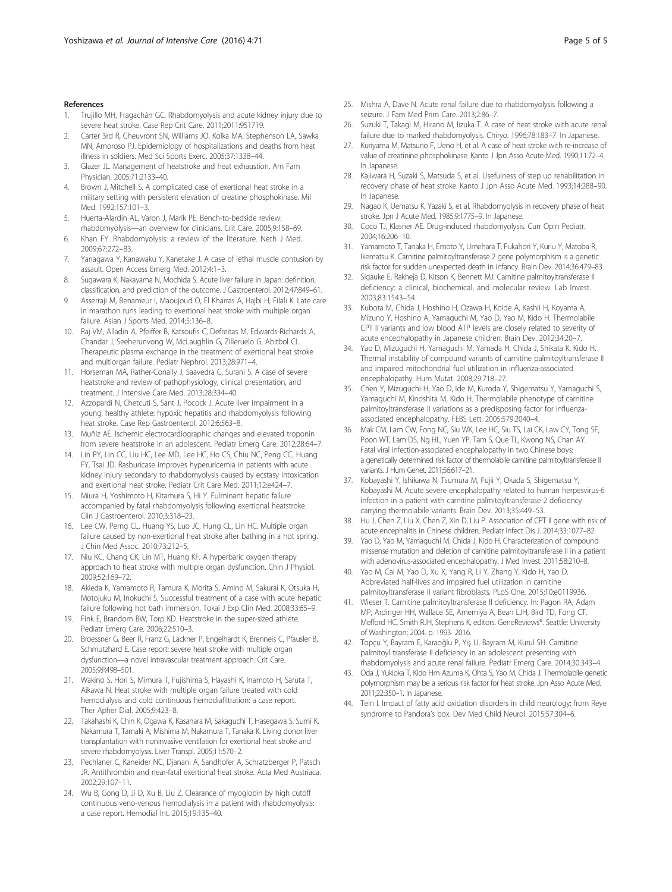## References

1. Trujillo MH, Fragachán GC. Rhabdomyolysis and acute kidney injury due to severe heat stroke. Case Rep Crit Care. 2011;2011:951719.
2. Carter 3rd R, Cheuvront SN, Williams JO, Kolka MA, Stephenson LA, Sawka MN, Amoroso PJ. Epidemiology of hospitalizations and deaths from heat illness in soldiers. Med Sci Sports Exerc. 2005;37:1338–44.
3. Glazer JL. Management of heatstroke and heat exhaustion. Am Fam Physician. 2005;71:2133–40.
4. Brown J, Mitchell S. A complicated case of exertional heat stroke in a military setting with persistent elevation of creatine phosphokinase. Mil Med. 1992;157:101–3.
5. Huerta-Alardín AL, Varon J, Marik PE. Bench-to-bedside review: rhabdomyolysis—an overview for clinicians. Crit Care. 2005;9:158–69.
6. Khan FY. Rhabdomyolysis: a review of the literature. Neth J Med. 2009;67:272–83.
7. Yanagawa Y, Kanawaku Y, Kanetake J. A case of lethal muscle contusion by assault. Open Access Emerg Med. 2012;4:1–3.
8. Sugawara K, Nakayama N, Mochida S. Acute liver failure in Japan: definition, classification, and prediction of the outcome. J Gastroenterol. 2012;47:849–61.
9. Asserraji M, Benameur I, Maoujoud O, El Kharras A, Hajbi H, Filali K. Late care in marathon runs leading to exertional heat stroke with multiple organ failure. Asian J Sports Med. 2014;5:136–8.
10. Raj VM, Alladin A, Pfeiffer B, Katsoufis C, Defreitas M, Edwards-Richards A, Chandar J, Seeherunvong W, McLaughlin G, Zilleruelo G, Abitbol CL. Therapeutic plasma exchange in the treatment of exertional heat stroke and multiorgan failure. Pediatr Nephrol. 2013;28:971–4.
11. Horseman MA, Rather-Conally J, Saavedra C, Surani S. A case of severe heatstroke and review of pathophysiology, clinical presentation, and treatment. J Intensive Care Med. 2013;28:334–40.
12. Azzopardi N, Chetcuti S, Sant J, Pocock J. Acute liver impairment in a young, healthy athlete: hypoxic hepatitis and rhabdomyolysis following heat stroke. Case Rep Gastroenterol. 2012;6:563–8.
13. Muñiz AE. Ischemic electrocardiographic changes and elevated troponin from severe heatstroke in an adolescent. Pediatr Emerg Care. 2012;28:64–7.
14. Lin PY, Lin CC, Liu HC, Lee MD, Lee HC, Ho CS, Chiu NC, Peng CC, Huang FY, Tsai JD. Rasburicase improves hyperuricemia in patients with acute kidney injury secondary to rhabdomyolysis caused by ecstasy intoxication and exertional heat stroke. Pediatr Crit Care Med. 2011;12:e424–7.
15. Miura H, Yoshimoto H, Kitamura S, Hi Y. Fulminant hepatic failure accompanied by fatal rhabdomyolysis following exertional heatstroke. Clin J Gastroenterol. 2010;3:318–23.
16. Lee CW, Perng CL, Huang YS, Luo JC, Hung CL, Lin HC. Multiple organ failure caused by non-exertional heat stroke after bathing in a hot spring. J Chin Med Assoc. 2010;73:212–5.
17. Niu KC, Chang CK, Lin MT, Huang KF. A hyperbaric oxygen therapy approach to heat stroke with multiple organ dysfunction. Chin J Physiol. 2009;52:169–72.
18. Akieda K, Yamamoto R, Tamura K, Morita S, Amino M, Sakurai K, Otsuka H, Motojuku M, Inokuchi S. Successful treatment of a case with acute hepatic failure following hot bath immersion. Tokai J Exp Clin Med. 2008;33:65–9.
19. Fink E, Brandom BW, Torp KD. Heatstroke in the super-sized athlete. Pediatr Emerg Care. 2006;22:510–3.
20. Broessner G, Beer R, Franz G, Lackner P, Engelhardt K, Brenneis C, Pfausler B, Schmutzhard E. Case report: severe heat stroke with multiple organ dysfunction—a novel intravascular treatment approach. Crit Care. 2005;9:R498–501.
21. Wakino S, Hori S, Mimura T, Fujishima S, Hayashi K, Inamoto H, Saruta T, Aikawa N. Heat stroke with multiple organ failure treated with cold hemodialysis and cold continuous hemodiafiltration: a case report. Ther Apher Dial. 2005;9:423–8.
22. Takahashi K, Chin K, Ogawa K, Kasahara M, Sakaguchi T, Hasegawa S, Sumi K, Nakamura T, Tamaki A, Mishima M, Nakamura T, Tanaka K. Living donor liver transplantation with noninvasive ventilation for exertional heat stroke and severe rhabdomyolysis. Liver Transpl. 2005;11:570–2.
23. Pechlaner C, Kaneider NC, Djanani A, Sandhofer A, Schratzberger P, Patsch JR. Antithrombin and near-fatal exertional heat stroke. Acta Med Austriaca. 2002;29:107–11.
24. Wu B, Gong D, Ji D, Xu B, Liu Z. Clearance of myoglobin by high cutoff continuous veno-venous hemodialysis in a patient with rhabdomyolysis: a case report. Hemodial Int. 2015;19:135–40.
25. Mishra A, Dave N. Acute renal failure due to rhabdomyolysis following a seizure. J Fam Med Prim Care. 2013;2:86–7.
26. Suzuki T, Takagi M, Hirano M, Iizuka T. A case of heat stroke with acute renal failure due to marked rhabdomyolysis. Chiryo. 1996;78:183–7. In Japanese.
27. Kuriyama M, Matsuno F, Ueno H, et al. A case of heat stroke with re-increase of value of creatinine phosphokinase. Kanto J Jpn Asso Acute Med. 1990;11:72–4. In Japanese.
28. Kajiwara H, Suzaki S, Matsuda S, et al. Usefulness of step up rehabilitation in recovery phase of heat stroke. Kanto J Jpn Asso Acute Med. 1993;14:288–90. In Japanese.
29. Nagao K, Uematsu K, Yazaki S, et al. Rhabdomyolysis in recovery phase of heat stroke. Jpn J Acute Med. 1985;9:1775–9. In Japanese.
30. Coco TJ, Klasner AE. Drug-induced rhabdomyolysis. Curr Opin Pediatr. 2004;16:206–10.
31. Yamamoto T, Tanaka H, Emoto Y, Umehara T, Fukahori Y, Kuriu Y, Matoba R, Ikematsu K. Carnitine palmitoyltransferase 2 gene polymorphism is a genetic risk factor for sudden unexpected death in infancy. Brain Dev. 2014;36:479–83.
32. Sigauke E, Rakheja D, Kitson K, Bennett MJ. Carnitine palmitoyltransferase II deficiency: a clinical, biochemical, and molecular review. Lab Invest. 2003;83:1543–54.
33. Kubota M, Chida J, Hoshino H, Ozawa H, Koide A, Kashii H, Koyama A, Mizuno Y, Hoshino A, Yamaguchi M, Yao D, Yao M, Kido H. Thermolabile CPT II variants and low blood ATP levels are closely related to severity of acute encephalopathy in Japanese children. Brain Dev. 2012;34:20–7.
34. Yao D, Mizuguchi H, Yamaguchi M, Yamada H, Chida J, Shikata K, Kido H. Thermal instability of compound variants of carnitine palmitoyltransferase II and impaired mitochondrial fuel utilization in influenza-associated encephalopathy. Hum Mutat. 2008;29:718–27.
35. Chen Y, Mizuguchi H, Yao D, Ide M, Kuroda Y, Shigematsu Y, Yamaguchi S, Yamaguchi M, Kinoshita M, Kido H. Thermolabile phenotype of carnitine palmitoyltransferase II variations as a predisposing factor for influenza-associated encephalopathy. FEBS Lett. 2005;579:2040–4.
36. Mak CM, Lam CW, Fong NC, Siu WK, Lee HC, Siu TS, Lai CK, Law CY, Tong SF, Poon WT, Lam DS, Ng HL, Yuen YP, Tam S, Que TL, Kwong NS, Chan AY. Fatal viral infection-associated encephalopathy in two Chinese boys: a genetically determined risk factor of thermolabile carnitine palmitoyltransferase II variants. J Hum Genet. 2011;56:617–21.
37. Kobayashi Y, Ishikawa N, Tsumura M, Fujii Y, Okada S, Shigematsu Y, Kobayashi M. Acute severe encephalopathy related to human herpesvirus-6 infection in a patient with carnitine palmitoyltransferase 2 deficiency carrying thermolabile variants. Brain Dev. 2013;35:449–53.
38. Hu J, Chen Z, Liu X, Chen Z, Xin D, Liu P. Association of CPT II gene with risk of acute encephalitis in Chinese children. Pediatr Infect Dis J. 2014;33:1077–82.
39. Yao D, Yao M, Yamaguchi M, Chida J, Kido H. Characterization of compound missense mutation and deletion of carnitine palmitoyltransferase II in a patient with adenovirus-associated encephalopathy. J Med Invest. 2011;58:210–8.
40. Yao M, Cai M, Yao D, Xu X, Yang R, Li Y, Zhang Y, Kido H, Yao D. Abbreviated half-lives and impaired fuel utilization in carnitine palmitoyltransferase II variant fibroblasts. PLoS One. 2015;10:e0119936.
41. Wieser T. Carnitine palmitoyltransferase II deficiency. In: Pagon RA, Adam MP, Ardinger HH, Wallace SE, Amemiya A, Bean LJH, Bird TD, Fong CT, Mefford HC, Smith RJH, Stephens K, editors. GeneReviews®. Seattle: University of Washington; 2004. p. 1993–2016.
42. Topçu Y, Bayram E, Karaoğlu P, Yiş U, Bayram M, Kurul SH. Carnitine palmitoyl transferase II deficiency in an adolescent presenting with rhabdomyolysis and acute renal failure. Pediatr Emerg Care. 2014;30:343–4.
43. Oda J, Yukioka T, Kido Hm Azuma K, Ohta S, Yao M, Chida J. Thermolabile genetic polymorphism may be a serious risk factor for heat stroke. Jpn Asso Acute Med. 2011;22:350–1. In Japanese.
44. Tein I. Impact of fatty acid oxidation disorders in child neurology: from Reye syndrome to Pandora's box. Dev Med Child Neurol. 2015;57:304–6.